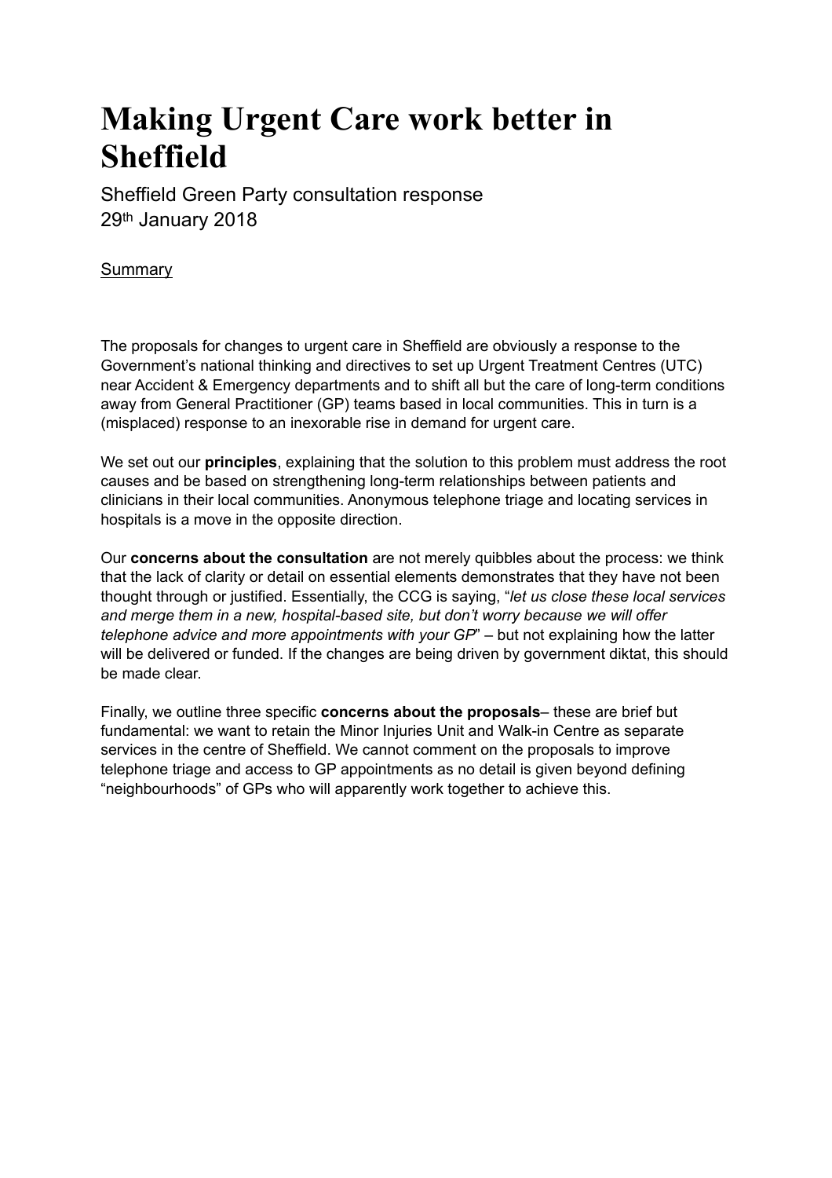# Making Urgent Care work better in Sheffield

Sheffield Green Party consultation response
29th January 2018

<u>Summary</u>

The proposals for changes to urgent care in Sheffield are obviously a response to the Government's national thinking and directives to set up Urgent Treatment Centres (UTC) near Accident & Emergency departments and to shift all but the care of long-term conditions away from General Practitioner (GP) teams based in local communities. This in turn is a (misplaced) response to an inexorable rise in demand for urgent care.

We set out our **principles**, explaining that the solution to this problem must address the root causes and be based on strengthening long-term relationships between patients and clinicians in their local communities. Anonymous telephone triage and locating services in hospitals is a move in the opposite direction.

Our **concerns about the consultation** are not merely quibbles about the process: we think that the lack of clarity or detail on essential elements demonstrates that they have not been thought through or justified. Essentially, the CCG is saying, "*let us close these local services and merge them in a new, hospital-based site, but don't worry because we will offer telephone advice and more appointments with your GP*" – but not explaining how the latter will be delivered or funded. If the changes are being driven by government diktat, this should be made clear.

Finally, we outline three specific **concerns about the proposals**– these are brief but fundamental: we want to retain the Minor Injuries Unit and Walk-in Centre as separate services in the centre of Sheffield. We cannot comment on the proposals to improve telephone triage and access to GP appointments as no detail is given beyond defining "neighbourhoods" of GPs who will apparently work together to achieve this.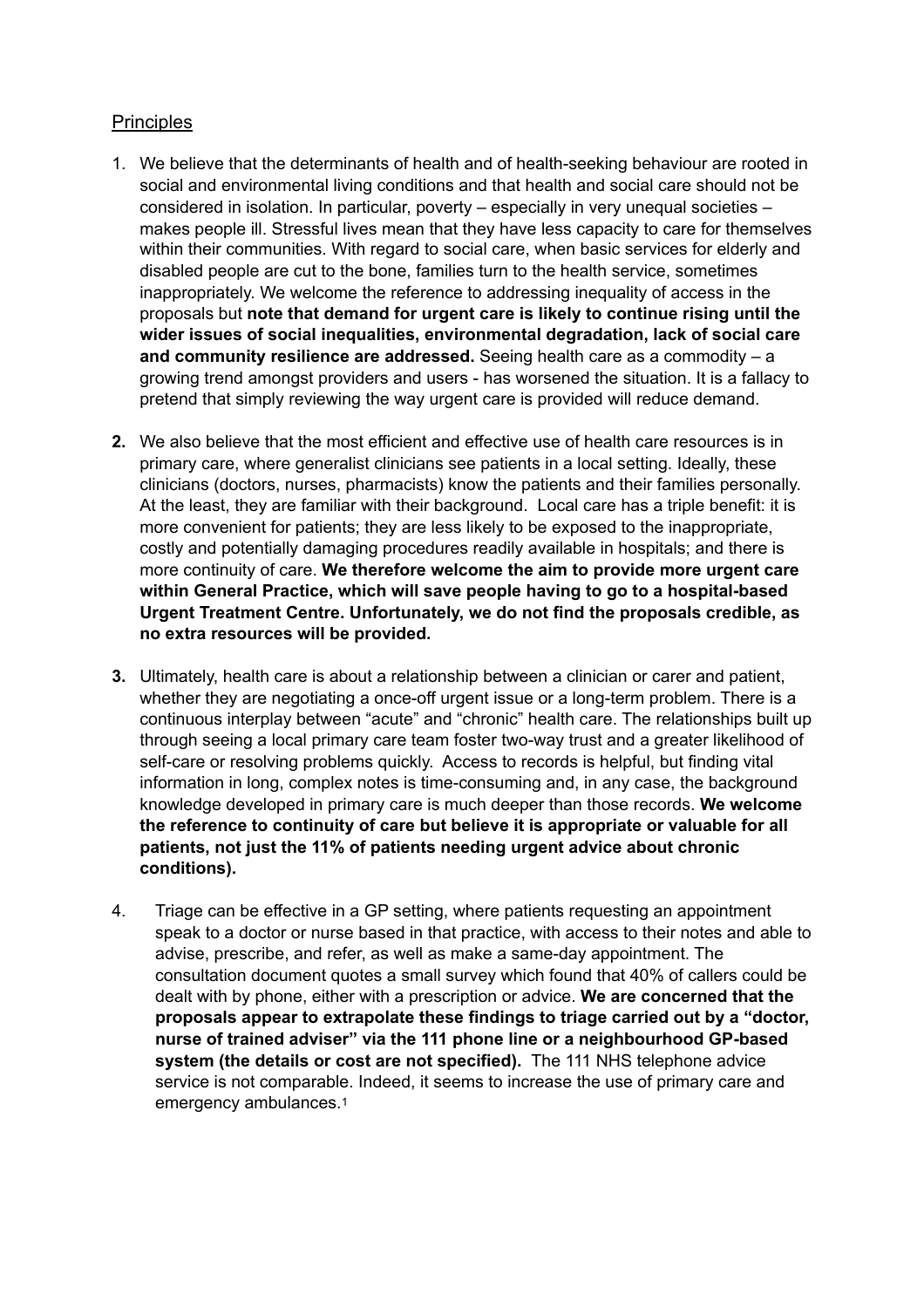Principles

1. We believe that the determinants of health and of health-seeking behaviour are rooted in social and environmental living conditions and that health and social care should not be considered in isolation. In particular, poverty – especially in very unequal societies – makes people ill. Stressful lives mean that they have less capacity to care for themselves within their communities. With regard to social care, when basic services for elderly and disabled people are cut to the bone, families turn to the health service, sometimes inappropriately. We welcome the reference to addressing inequality of access in the proposals but **note that demand for urgent care is likely to continue rising until the wider issues of social inequalities, environmental degradation, lack of social care and community resilience are addressed.** Seeing health care as a commodity – a growing trend amongst providers and users - has worsened the situation. It is a fallacy to pretend that simply reviewing the way urgent care is provided will reduce demand.

2. We also believe that the most efficient and effective use of health care resources is in primary care, where generalist clinicians see patients in a local setting. Ideally, these clinicians (doctors, nurses, pharmacists) know the patients and their families personally. At the least, they are familiar with their background. Local care has a triple benefit: it is more convenient for patients; they are less likely to be exposed to the inappropriate, costly and potentially damaging procedures readily available in hospitals; and there is more continuity of care. **We therefore welcome the aim to provide more urgent care within General Practice, which will save people having to go to a hospital-based Urgent Treatment Centre. Unfortunately, we do not find the proposals credible, as no extra resources will be provided.**

3. Ultimately, health care is about a relationship between a clinician or carer and patient, whether they are negotiating a once-off urgent issue or a long-term problem. There is a continuous interplay between "acute" and "chronic" health care. The relationships built up through seeing a local primary care team foster two-way trust and a greater likelihood of self-care or resolving problems quickly. Access to records is helpful, but finding vital information in long, complex notes is time-consuming and, in any case, the background knowledge developed in primary care is much deeper than those records. **We welcome the reference to continuity of care but believe it is appropriate or valuable for all patients, not just the 11% of patients needing urgent advice about chronic conditions).**

4. Triage can be effective in a GP setting, where patients requesting an appointment speak to a doctor or nurse based in that practice, with access to their notes and able to advise, prescribe, and refer, as well as make a same-day appointment. The consultation document quotes a small survey which found that 40% of callers could be dealt with by phone, either with a prescription or advice. **We are concerned that the proposals appear to extrapolate these findings to triage carried out by a "doctor, nurse of trained adviser" via the 111 phone line or a neighbourhood GP-based system (the details or cost are not specified).** The 111 NHS telephone advice service is not comparable. Indeed, it seems to increase the use of primary care and emergency ambulances.[1]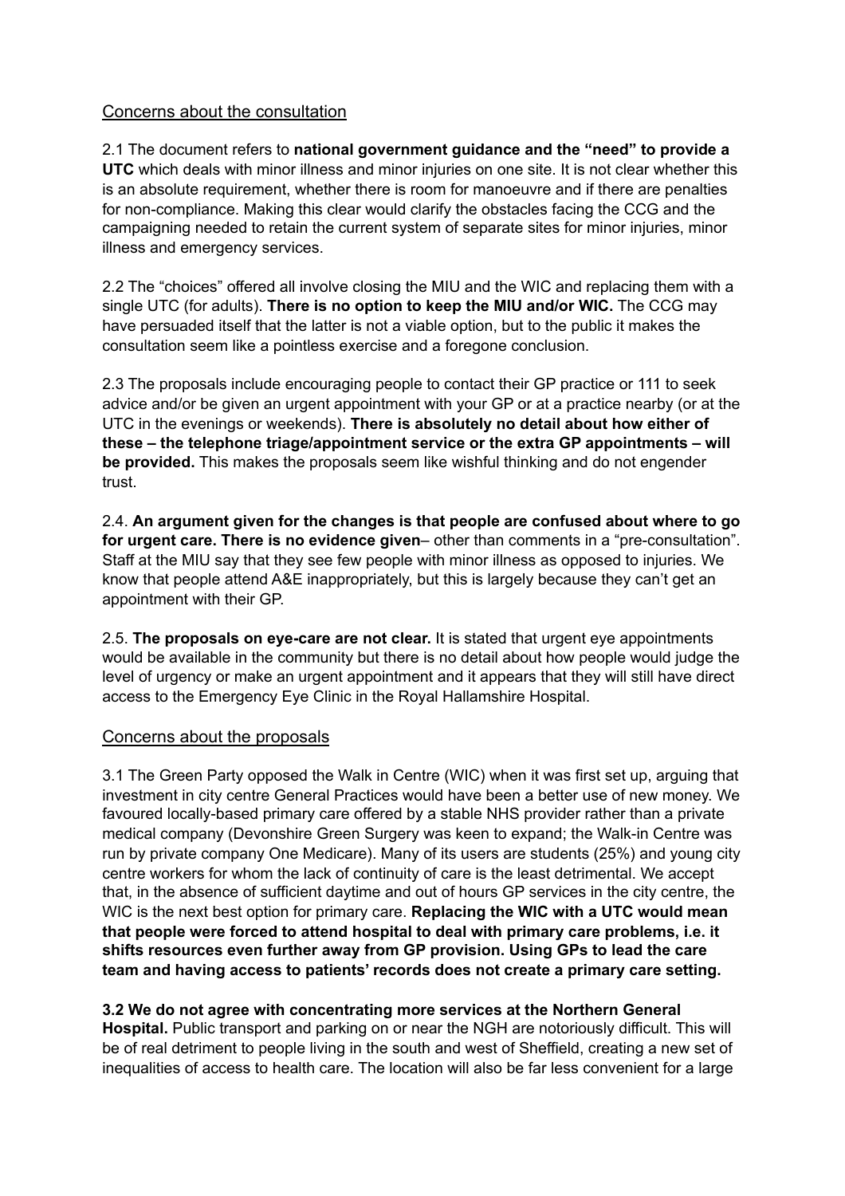## Concerns about the consultation

2.1 The document refers to **national government guidance and the "need" to provide a UTC** which deals with minor illness and minor injuries on one site. It is not clear whether this is an absolute requirement, whether there is room for manoeuvre and if there are penalties for non-compliance. Making this clear would clarify the obstacles facing the CCG and the campaigning needed to retain the current system of separate sites for minor injuries, minor illness and emergency services.

2.2 The "choices" offered all involve closing the MIU and the WIC and replacing them with a single UTC (for adults). **There is no option to keep the MIU and/or WIC.** The CCG may have persuaded itself that the latter is not a viable option, but to the public it makes the consultation seem like a pointless exercise and a foregone conclusion.

2.3 The proposals include encouraging people to contact their GP practice or 111 to seek advice and/or be given an urgent appointment with your GP or at a practice nearby (or at the UTC in the evenings or weekends). **There is absolutely no detail about how either of these – the telephone triage/appointment service or the extra GP appointments – will be provided.** This makes the proposals seem like wishful thinking and do not engender trust.

2.4. **An argument given for the changes is that people are confused about where to go for urgent care. There is no evidence given**– other than comments in a "pre-consultation". Staff at the MIU say that they see few people with minor illness as opposed to injuries. We know that people attend A&E inappropriately, but this is largely because they can't get an appointment with their GP.

2.5. **The proposals on eye-care are not clear.** It is stated that urgent eye appointments would be available in the community but there is no detail about how people would judge the level of urgency or make an urgent appointment and it appears that they will still have direct access to the Emergency Eye Clinic in the Royal Hallamshire Hospital.

## Concerns about the proposals

3.1 The Green Party opposed the Walk in Centre (WIC) when it was first set up, arguing that investment in city centre General Practices would have been a better use of new money. We favoured locally-based primary care offered by a stable NHS provider rather than a private medical company (Devonshire Green Surgery was keen to expand; the Walk-in Centre was run by private company One Medicare). Many of its users are students (25%) and young city centre workers for whom the lack of continuity of care is the least detrimental. We accept that, in the absence of sufficient daytime and out of hours GP services in the city centre, the WIC is the next best option for primary care. **Replacing the WIC with a UTC would mean that people were forced to attend hospital to deal with primary care problems, i.e. it shifts resources even further away from GP provision. Using GPs to lead the care team and having access to patients' records does not create a primary care setting.**

**3.2 We do not agree with concentrating more services at the Northern General Hospital.** Public transport and parking on or near the NGH are notoriously difficult. This will be of real detriment to people living in the south and west of Sheffield, creating a new set of inequalities of access to health care. The location will also be far less convenient for a large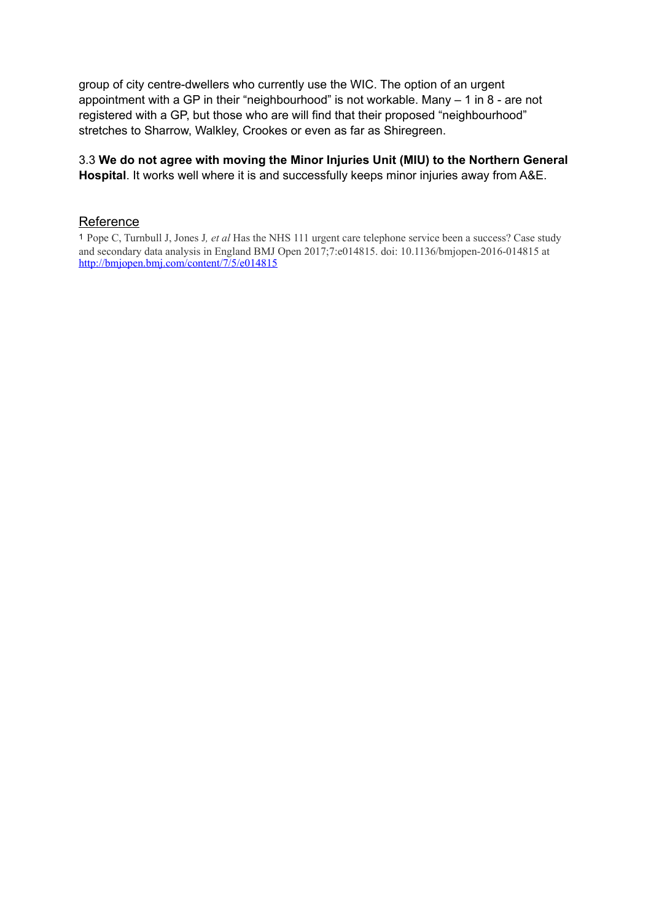group of city centre-dwellers who currently use the WIC. The option of an urgent appointment with a GP in their "neighbourhood" is not workable. Many – 1 in 8 - are not registered with a GP, but those who are will find that their proposed "neighbourhood" stretches to Sharrow, Walkley, Crookes or even as far as Shiregreen.

3.3 **We do not agree with moving the Minor Injuries Unit (MIU) to the Northern General Hospital**. It works well where it is and successfully keeps minor injuries away from A&E.

## Reference

1 Pope C, Turnbull J, Jones J, *et al* Has the NHS 111 urgent care telephone service been a success? Case study and secondary data analysis in England BMJ Open 2017;7:e014815. doi: 10.1136/bmjopen-2016-014815 at [http://bmjopen.bmj.com/content/7/5/e014815](http://bmjopen.bmj.com/content/7/5/e014815)